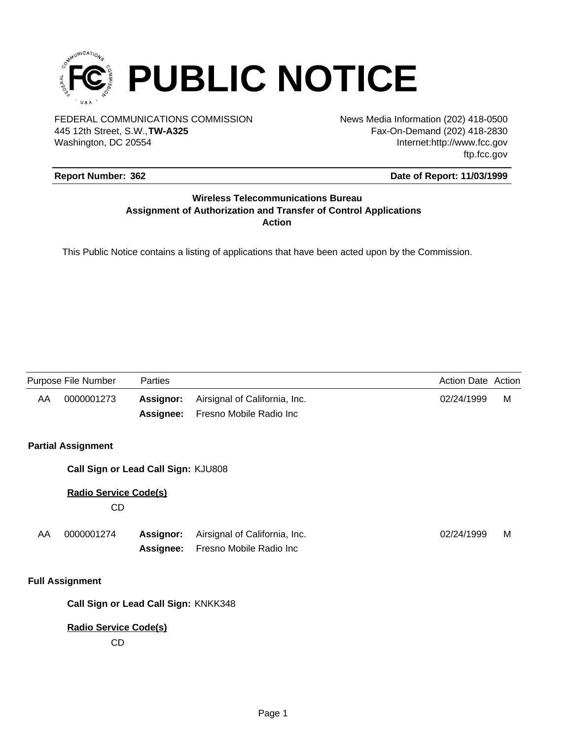# PUBLIC NOTICE

FEDERAL COMMUNICATIONS COMMISSION
445 12th Street, S.W.,**TW-A325**
Washington, DC 20554

News Media Information (202) 418-0500
Fax-On-Demand (202) 418-2830
Internet:http://www.fcc.gov
ftp.fcc.gov

**Report Number: 362** | **Date of Report: 11/03/1999**

### Wireless Telecommunications Bureau
### Assignment of Authorization and Transfer of Control Applications
### Action

This Public Notice contains a listing of applications that have been acted upon by the Commission.

| Purpose | File Number | Parties | | Action Date | Action |
|---|---|---|---|---|---|
| AA | 0000001273 | **Assignor:** | Airsignal of California, Inc. | 02/24/1999 | M |
| | | **Assignee:** | Fresno Mobile Radio Inc | | |

**Partial Assignment**

**Call Sign or Lead Call Sign:** KJU808

**Radio Service Code(s)**

CD

| Purpose | File Number | Parties | | Action Date | Action |
|---|---|---|---|---|---|
| AA | 0000001274 | **Assignor:** | Airsignal of California, Inc. | 02/24/1999 | M |
| | | **Assignee:** | Fresno Mobile Radio Inc | | |

**Full Assignment**

**Call Sign or Lead Call Sign:** KNKK348

**Radio Service Code(s)**

CD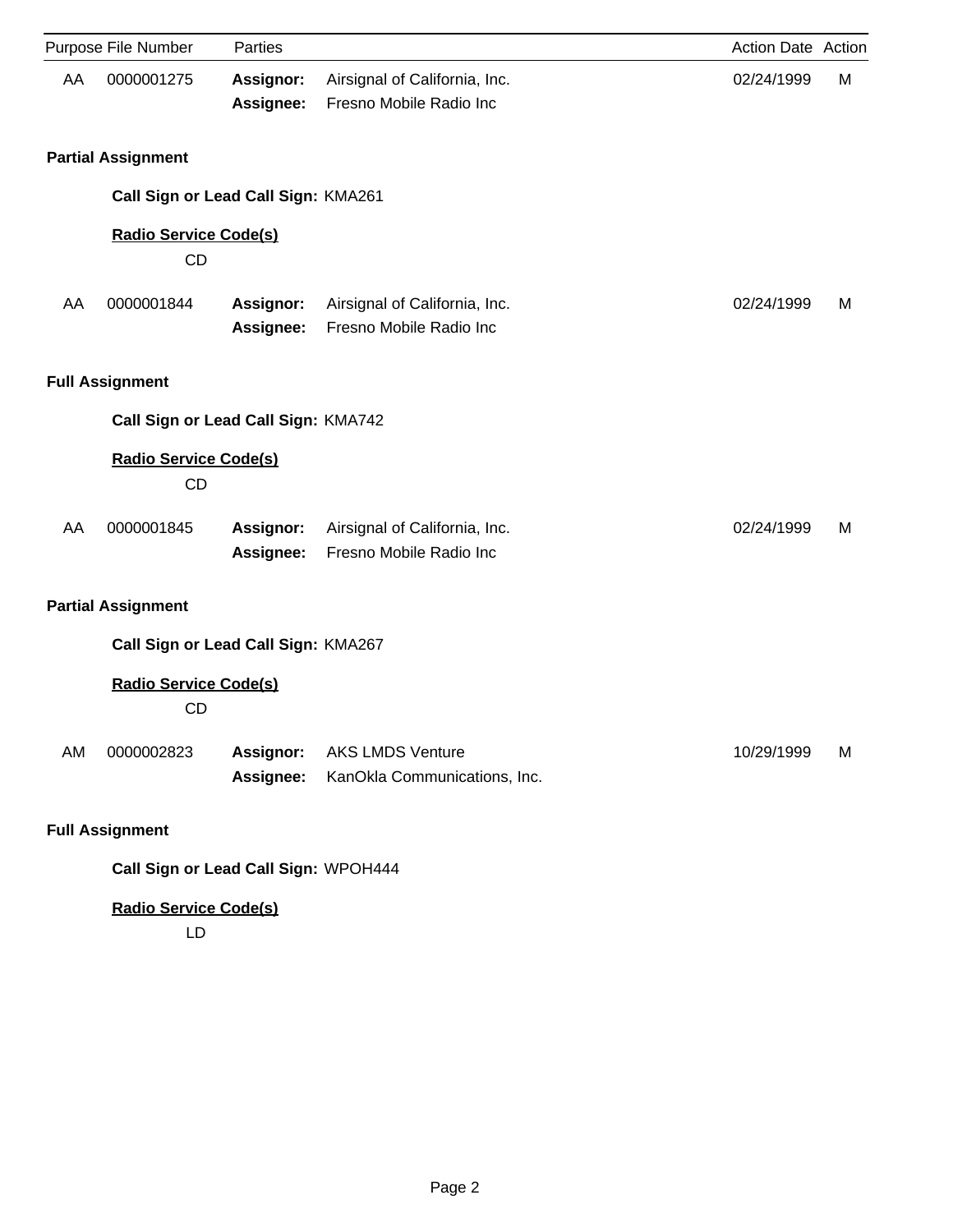| Purpose | File Number | Parties | | Action Date | Action |
|---|---|---|---|---|---|
| AA | 0000001275 | **Assignor:** | Airsignal of California, Inc. | 02/24/1999 | M |
| | | **Assignee:** | Fresno Mobile Radio Inc | | |

**Partial Assignment**

**Call Sign or Lead Call Sign:** KMA261

**Radio Service Code(s)**

CD

| Purpose | File Number | Parties | | Action Date | Action |
|---|---|---|---|---|---|
| AA | 0000001844 | **Assignor:** | Airsignal of California, Inc. | 02/24/1999 | M |
| | | **Assignee:** | Fresno Mobile Radio Inc | | |

**Full Assignment**

**Call Sign or Lead Call Sign:** KMA742

**Radio Service Code(s)**

CD

| Purpose | File Number | Parties | | Action Date | Action |
|---|---|---|---|---|---|
| AA | 0000001845 | **Assignor:** | Airsignal of California, Inc. | 02/24/1999 | M |
| | | **Assignee:** | Fresno Mobile Radio Inc | | |

**Partial Assignment**

**Call Sign or Lead Call Sign:** KMA267

**Radio Service Code(s)**

CD

| Purpose | File Number | Parties | | Action Date | Action |
|---|---|---|---|---|---|
| AM | 0000002823 | **Assignor:** | AKS LMDS Venture | 10/29/1999 | M |
| | | **Assignee:** | KanOkla Communications, Inc. | | |

**Full Assignment**

**Call Sign or Lead Call Sign:** WPOH444

**Radio Service Code(s)**

LD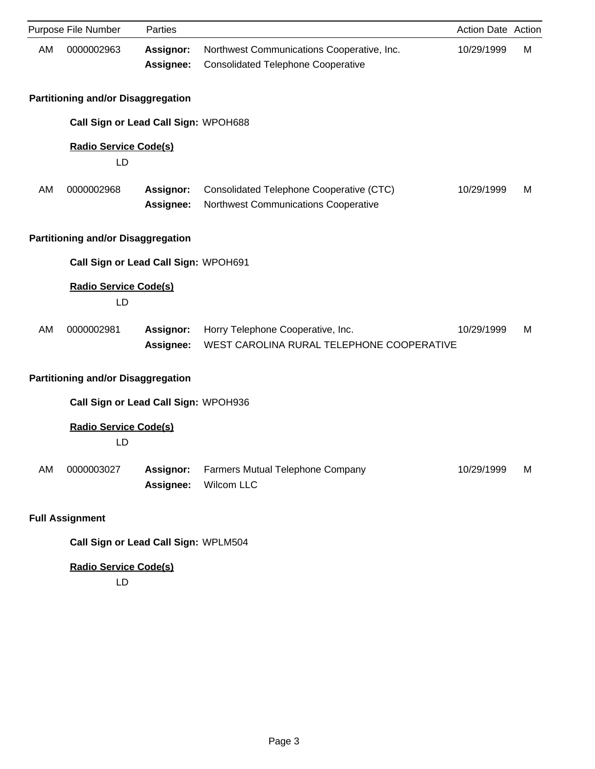| Purpose | File Number | Parties | | Action Date | Action |
|---|---|---|---|---|---|
| AM | 0000002963 | **Assignor:** | Northwest Communications Cooperative, Inc. | 10/29/1999 | M |
| | | **Assignee:** | Consolidated Telephone Cooperative | | |

**Partitioning and/or Disaggregation**

**Call Sign or Lead Call Sign:** WPOH688

**Radio Service Code(s)**

LD

| Purpose | File Number | Parties | | Action Date | Action |
|---|---|---|---|---|---|
| AM | 0000002968 | **Assignor:** | Consolidated Telephone Cooperative (CTC) | 10/29/1999 | M |
| | | **Assignee:** | Northwest Communications Cooperative | | |

**Partitioning and/or Disaggregation**

**Call Sign or Lead Call Sign:** WPOH691

**Radio Service Code(s)**

LD

| Purpose | File Number | Parties | | Action Date | Action |
|---|---|---|---|---|---|
| AM | 0000002981 | **Assignor:** | Horry Telephone Cooperative, Inc. | 10/29/1999 | M |
| | | **Assignee:** | WEST CAROLINA RURAL TELEPHONE COOPERATIVE | | |

**Partitioning and/or Disaggregation**

**Call Sign or Lead Call Sign:** WPOH936

**Radio Service Code(s)**

LD

| Purpose | File Number | Parties | | Action Date | Action |
|---|---|---|---|---|---|
| AM | 0000003027 | **Assignor:** | Farmers Mutual Telephone Company | 10/29/1999 | M |
| | | **Assignee:** | Wilcom LLC | | |

**Full Assignment**

**Call Sign or Lead Call Sign:** WPLM504

**Radio Service Code(s)**

LD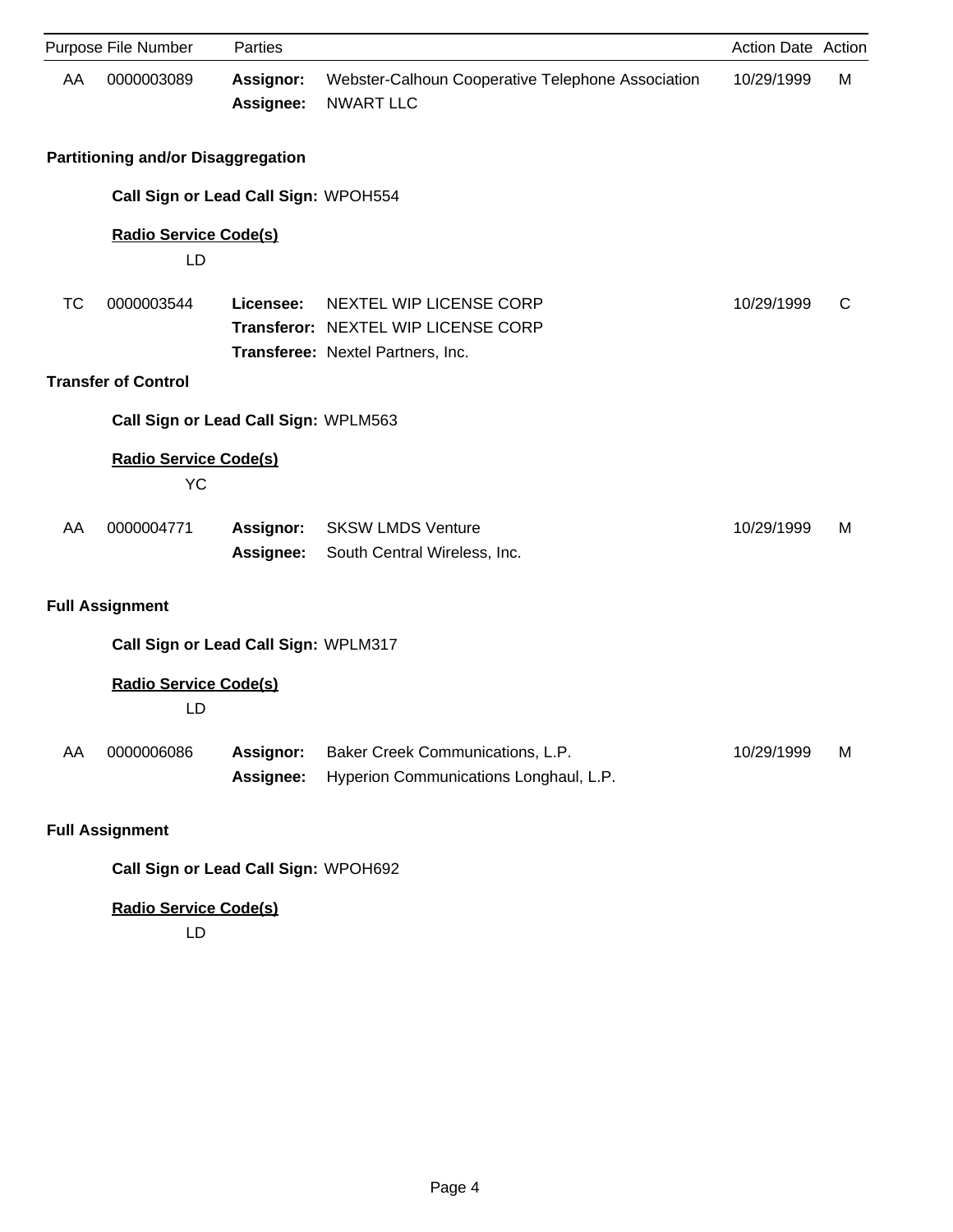| Purpose | File Number | Parties | | Action Date | Action |
|---|---|---|---|---|---|
| AA | 0000003089 | **Assignor:** | Webster-Calhoun Cooperative Telephone Association | 10/29/1999 | M |
| | | **Assignee:** | NWART LLC | | |

**Partitioning and/or Disaggregation**

**Call Sign or Lead Call Sign:** WPOH554

**Radio Service Code(s)**

LD

| Purpose | File Number | Parties | | Action Date | Action |
|---|---|---|---|---|---|
| TC | 0000003544 | **Licensee:** | NEXTEL WIP LICENSE CORP | 10/29/1999 | C |
| | | **Transferor:** | NEXTEL WIP LICENSE CORP | | |
| | | **Transferee:** | Nextel Partners, Inc. | | |

**Transfer of Control**

**Call Sign or Lead Call Sign:** WPLM563

**Radio Service Code(s)**

YC

| Purpose | File Number | Parties | | Action Date | Action |
|---|---|---|---|---|---|
| AA | 0000004771 | **Assignor:** | SKSW LMDS Venture | 10/29/1999 | M |
| | | **Assignee:** | South Central Wireless, Inc. | | |

**Full Assignment**

**Call Sign or Lead Call Sign:** WPLM317

**Radio Service Code(s)**

LD

| Purpose | File Number | Parties | | Action Date | Action |
|---|---|---|---|---|---|
| AA | 0000006086 | **Assignor:** | Baker Creek Communications, L.P. | 10/29/1999 | M |
| | | **Assignee:** | Hyperion Communications Longhaul, L.P. | | |

**Full Assignment**

**Call Sign or Lead Call Sign:** WPOH692

**Radio Service Code(s)**

LD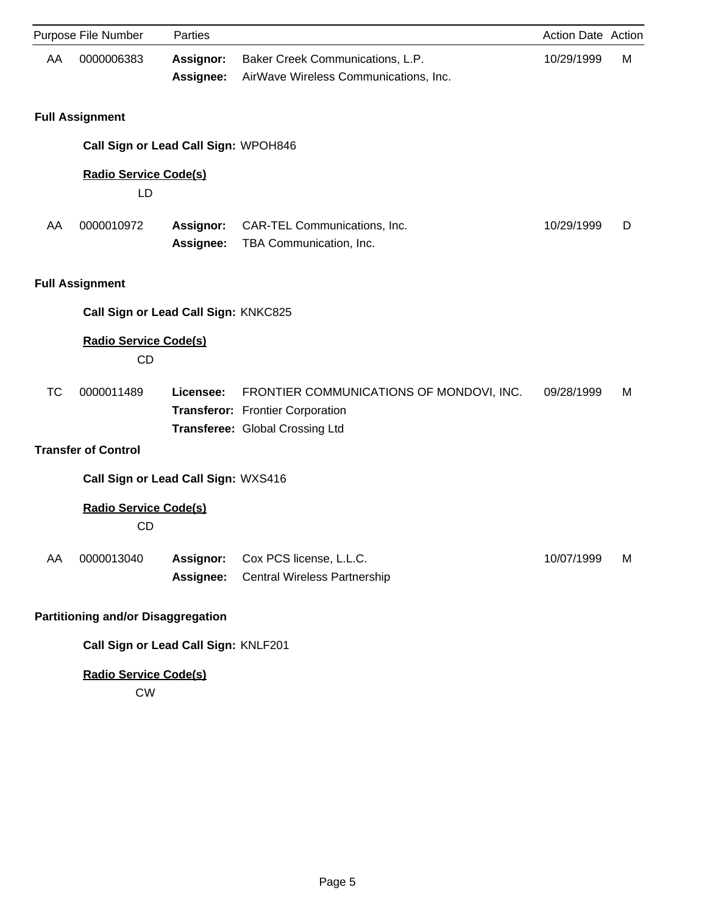| Purpose | File Number | Parties | | Action Date | Action |
|---|---|---|---|---|---|
| AA | 0000006383 | **Assignor:** | Baker Creek Communications, L.P. | 10/29/1999 | M |
| | | **Assignee:** | AirWave Wireless Communications, Inc. | | |

**Full Assignment**

**Call Sign or Lead Call Sign:** WPOH846

**Radio Service Code(s)**

LD

| Purpose | File Number | Parties | | Action Date | Action |
|---|---|---|---|---|---|
| AA | 0000010972 | **Assignor:** | CAR-TEL Communications, Inc. | 10/29/1999 | D |
| | | **Assignee:** | TBA Communication, Inc. | | |

**Full Assignment**

**Call Sign or Lead Call Sign:** KNKC825

**Radio Service Code(s)**

CD

| Purpose | File Number | Parties | | Action Date | Action |
|---|---|---|---|---|---|
| TC | 0000011489 | **Licensee:** | FRONTIER COMMUNICATIONS OF MONDOVI, INC. | 09/28/1999 | M |
| | | **Transferor:** | Frontier Corporation | | |
| | | **Transferee:** | Global Crossing Ltd | | |

**Transfer of Control**

**Call Sign or Lead Call Sign:** WXS416

**Radio Service Code(s)**

CD

| Purpose | File Number | Parties | | Action Date | Action |
|---|---|---|---|---|---|
| AA | 0000013040 | **Assignor:** | Cox PCS license, L.L.C. | 10/07/1999 | M |
| | | **Assignee:** | Central Wireless Partnership | | |

**Partitioning and/or Disaggregation**

**Call Sign or Lead Call Sign:** KNLF201

**Radio Service Code(s)**

CW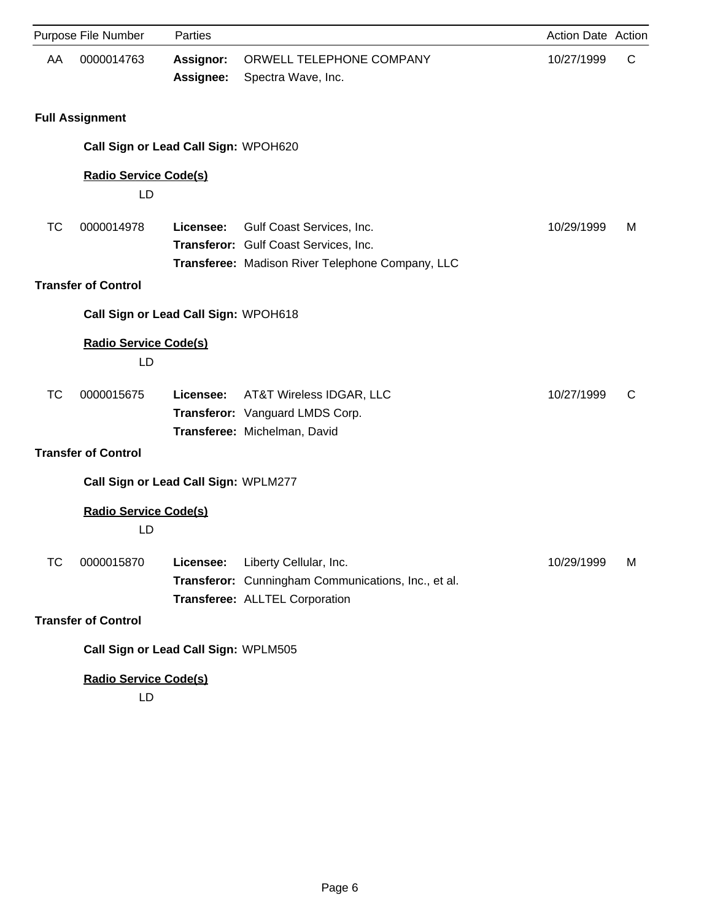| Purpose | File Number | Parties | | Action Date | Action |
|---|---|---|---|---|---|
| AA | 0000014763 | **Assignor:** | ORWELL TELEPHONE COMPANY | 10/27/1999 | C |
| | | **Assignee:** | Spectra Wave, Inc. | | |

**Full Assignment**

**Call Sign or Lead Call Sign:** WPOH620

**Radio Service Code(s)**

LD

| Purpose | File Number | Parties | | Action Date | Action |
|---|---|---|---|---|---|
| TC | 0000014978 | **Licensee:** | Gulf Coast Services, Inc. | 10/29/1999 | M |
| | | **Transferor:** | Gulf Coast Services, Inc. | | |
| | | **Transferee:** | Madison River Telephone Company, LLC | | |

**Transfer of Control**

**Call Sign or Lead Call Sign:** WPOH618

**Radio Service Code(s)**

LD

| Purpose | File Number | Parties | | Action Date | Action |
|---|---|---|---|---|---|
| TC | 0000015675 | **Licensee:** | AT&T Wireless IDGAR, LLC | 10/27/1999 | C |
| | | **Transferor:** | Vanguard LMDS Corp. | | |
| | | **Transferee:** | Michelman, David | | |

**Transfer of Control**

**Call Sign or Lead Call Sign:** WPLM277

**Radio Service Code(s)**

LD

| Purpose | File Number | Parties | | Action Date | Action |
|---|---|---|---|---|---|
| TC | 0000015870 | **Licensee:** | Liberty Cellular, Inc. | 10/29/1999 | M |
| | | **Transferor:** | Cunningham Communications, Inc., et al. | | |
| | | **Transferee:** | ALLTEL Corporation | | |

**Transfer of Control**

**Call Sign or Lead Call Sign:** WPLM505

**Radio Service Code(s)**

LD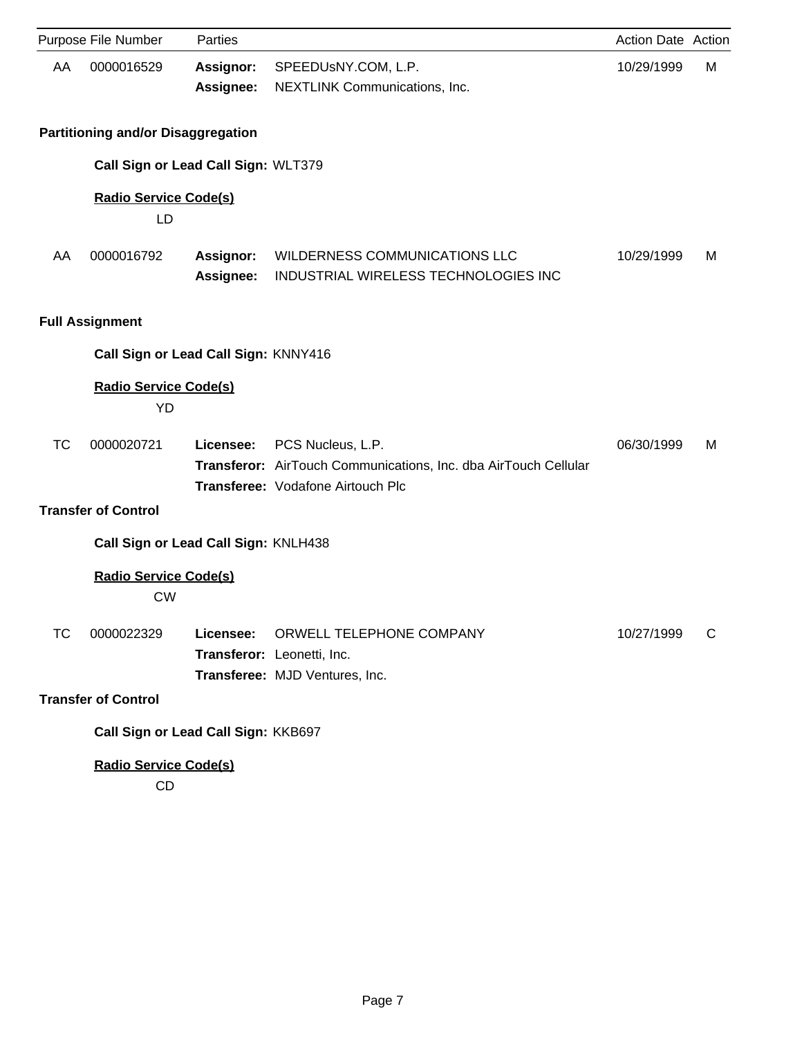| Purpose | File Number | Parties | | Action Date | Action |
|---|---|---|---|---|---|
| AA | 0000016529 | **Assignor:** | SPEEDUsNY.COM, L.P. | 10/29/1999 | M |
| | | **Assignee:** | NEXTLINK Communications, Inc. | | |

**Partitioning and/or Disaggregation**

**Call Sign or Lead Call Sign:** WLT379

**Radio Service Code(s)**

LD

| Purpose | File Number | Parties | | Action Date | Action |
|---|---|---|---|---|---|
| AA | 0000016792 | **Assignor:** | WILDERNESS COMMUNICATIONS LLC | 10/29/1999 | M |
| | | **Assignee:** | INDUSTRIAL WIRELESS TECHNOLOGIES INC | | |

**Full Assignment**

**Call Sign or Lead Call Sign:** KNNY416

**Radio Service Code(s)**

YD

| Purpose | File Number | Parties | | Action Date | Action |
|---|---|---|---|---|---|
| TC | 0000020721 | **Licensee:** | PCS Nucleus, L.P. | 06/30/1999 | M |
| | | **Transferor:** | AirTouch Communications, Inc. dba AirTouch Cellular | | |
| | | **Transferee:** | Vodafone Airtouch Plc | | |

**Transfer of Control**

**Call Sign or Lead Call Sign:** KNLH438

**Radio Service Code(s)**

CW

| Purpose | File Number | Parties | | Action Date | Action |
|---|---|---|---|---|---|
| TC | 0000022329 | **Licensee:** | ORWELL TELEPHONE COMPANY | 10/27/1999 | C |
| | | **Transferor:** | Leonetti, Inc. | | |
| | | **Transferee:** | MJD Ventures, Inc. | | |

**Transfer of Control**

**Call Sign or Lead Call Sign:** KKB697

**Radio Service Code(s)**

CD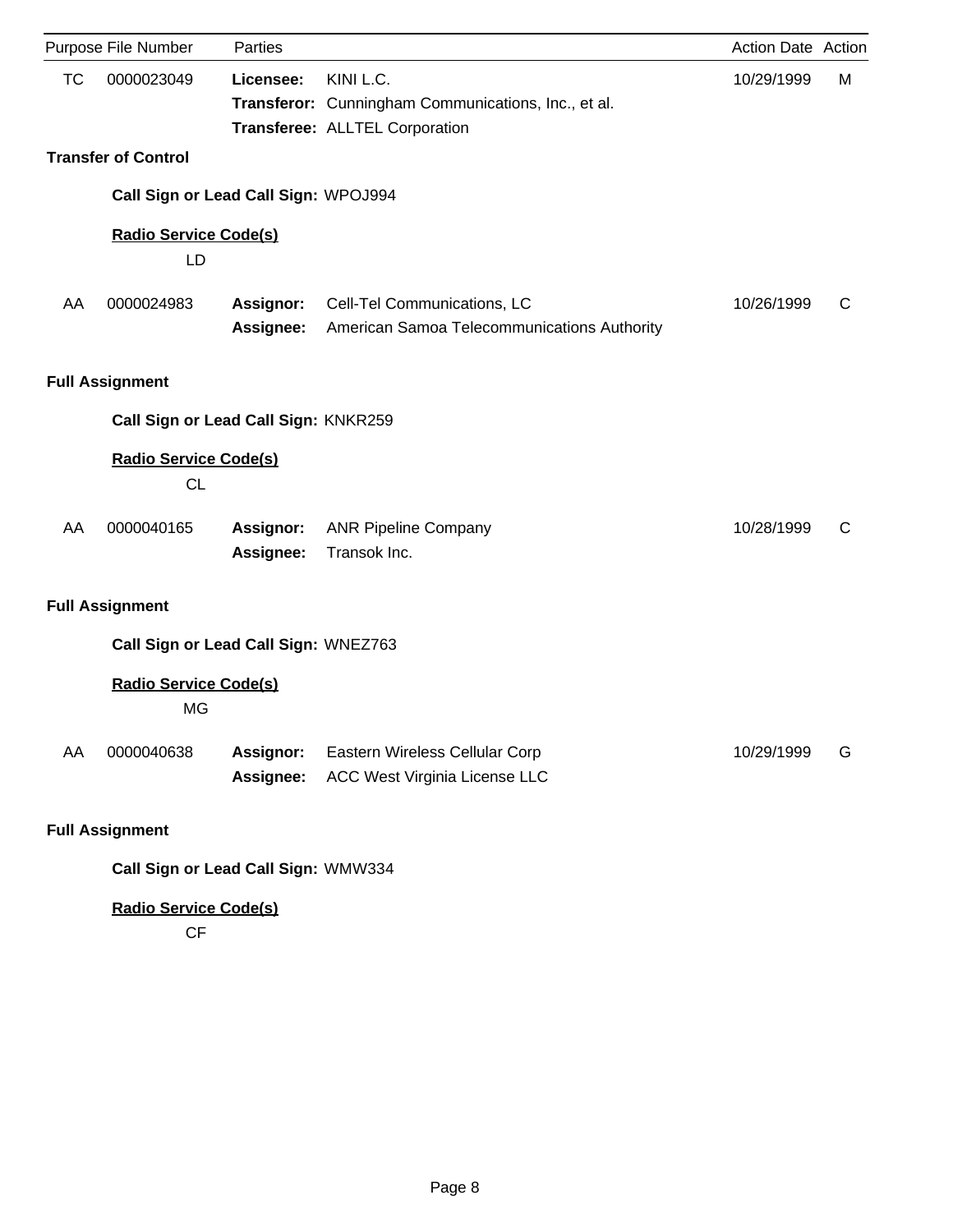| Purpose | File Number | Parties | | Action Date | Action |
|---|---|---|---|---|---|
| TC | 0000023049 | **Licensee:** | KINI L.C. | 10/29/1999 | M |
| | | **Transferor:** | Cunningham Communications, Inc., et al. | | |
| | | **Transferee:** | ALLTEL Corporation | | |

**Transfer of Control**

**Call Sign or Lead Call Sign:** WPOJ994

**Radio Service Code(s)**

LD

| Purpose | File Number | Parties | | Action Date | Action |
|---|---|---|---|---|---|
| AA | 0000024983 | **Assignor:** | Cell-Tel Communications, LC | 10/26/1999 | C |
| | | **Assignee:** | American Samoa Telecommunications Authority | | |

**Full Assignment**

**Call Sign or Lead Call Sign:** KNKR259

**Radio Service Code(s)**

CL

| Purpose | File Number | Parties | | Action Date | Action |
|---|---|---|---|---|---|
| AA | 0000040165 | **Assignor:** | ANR Pipeline Company | 10/28/1999 | C |
| | | **Assignee:** | Transok Inc. | | |

**Full Assignment**

**Call Sign or Lead Call Sign:** WNEZ763

**Radio Service Code(s)**

MG

| Purpose | File Number | Parties | | Action Date | Action |
|---|---|---|---|---|---|
| AA | 0000040638 | **Assignor:** | Eastern Wireless Cellular Corp | 10/29/1999 | G |
| | | **Assignee:** | ACC West Virginia License LLC | | |

**Full Assignment**

**Call Sign or Lead Call Sign:** WMW334

**Radio Service Code(s)**

CF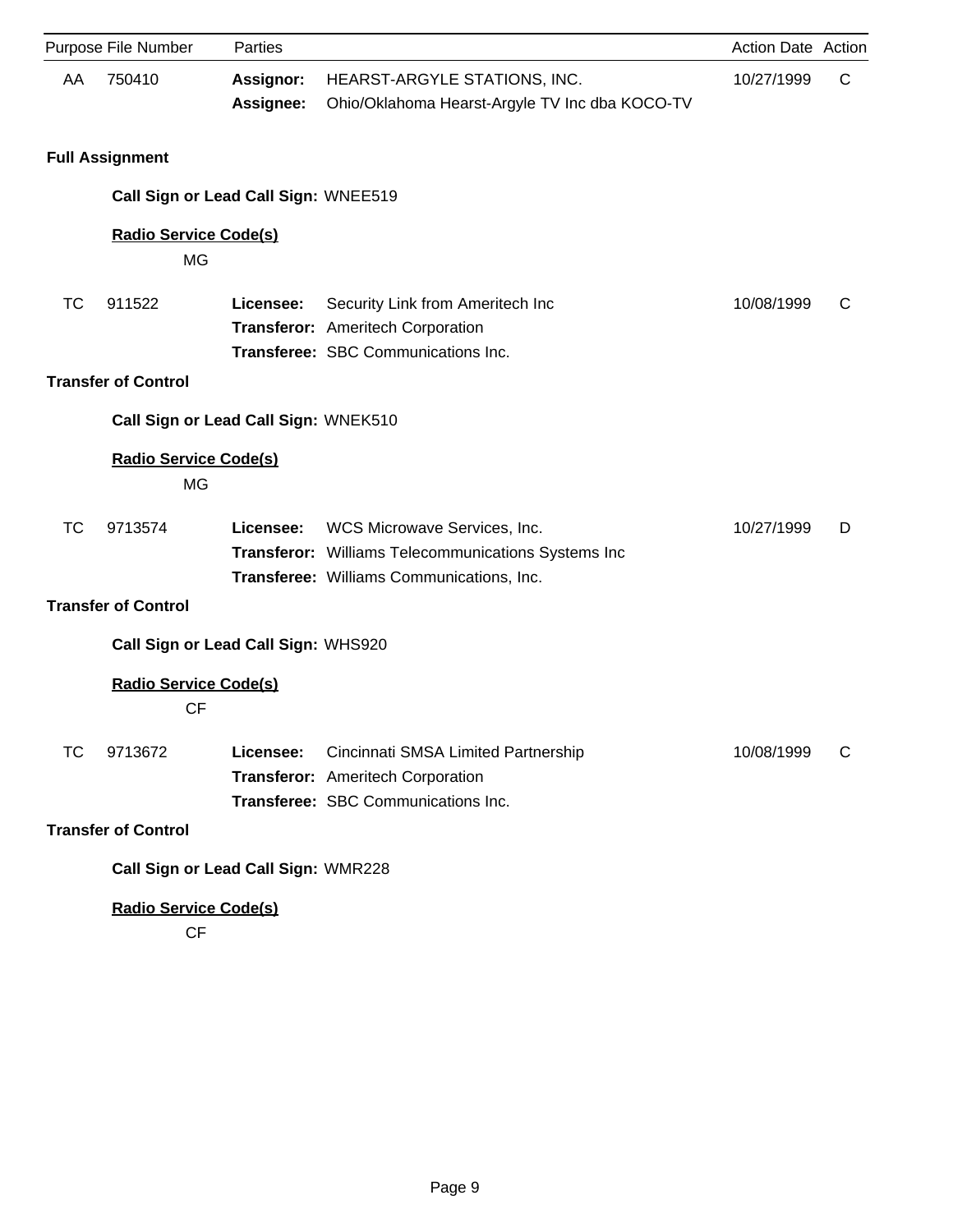| Purpose | File Number | Parties | | Action Date | Action |
|---|---|---|---|---|---|
| AA | 750410 | **Assignor:** | HEARST-ARGYLE STATIONS, INC. | 10/27/1999 | C |
| | | **Assignee:** | Ohio/Oklahoma Hearst-Argyle TV Inc dba KOCO-TV | | |

**Full Assignment**

**Call Sign or Lead Call Sign:** WNEE519

**Radio Service Code(s)**

MG

| Purpose | File Number | Parties | | Action Date | Action |
|---|---|---|---|---|---|
| TC | 911522 | **Licensee:** | Security Link from Ameritech Inc | 10/08/1999 | C |
| | | **Transferor:** | Ameritech Corporation | | |
| | | **Transferee:** | SBC Communications Inc. | | |

**Transfer of Control**

**Call Sign or Lead Call Sign:** WNEK510

**Radio Service Code(s)**

MG

| Purpose | File Number | Parties | | Action Date | Action |
|---|---|---|---|---|---|
| TC | 9713574 | **Licensee:** | WCS Microwave Services, Inc. | 10/27/1999 | D |
| | | **Transferor:** | Williams Telecommunications Systems Inc | | |
| | | **Transferee:** | Williams Communications, Inc. | | |

**Transfer of Control**

**Call Sign or Lead Call Sign:** WHS920

**Radio Service Code(s)**

CF

| Purpose | File Number | Parties | | Action Date | Action |
|---|---|---|---|---|---|
| TC | 9713672 | **Licensee:** | Cincinnati SMSA Limited Partnership | 10/08/1999 | C |
| | | **Transferor:** | Ameritech Corporation | | |
| | | **Transferee:** | SBC Communications Inc. | | |

**Transfer of Control**

**Call Sign or Lead Call Sign:** WMR228

**Radio Service Code(s)**

CF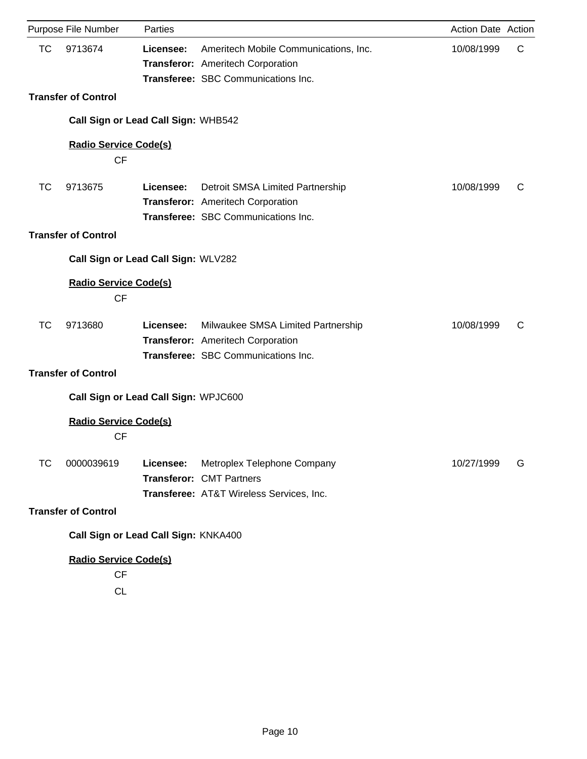| Purpose | File Number | Parties | | Action Date | Action |
|---|---|---|---|---|---|
| TC | 9713674 | **Licensee:** | Ameritech Mobile Communications, Inc. | 10/08/1999 | C |
| | | **Transferor:** | Ameritech Corporation | | |
| | | **Transferee:** | SBC Communications Inc. | | |

**Transfer of Control**

**Call Sign or Lead Call Sign:** WHB542

**Radio Service Code(s)**

CF

| Purpose | File Number | Parties | | Action Date | Action |
|---|---|---|---|---|---|
| TC | 9713675 | **Licensee:** | Detroit SMSA Limited Partnership | 10/08/1999 | C |
| | | **Transferor:** | Ameritech Corporation | | |
| | | **Transferee:** | SBC Communications Inc. | | |

**Transfer of Control**

**Call Sign or Lead Call Sign:** WLV282

**Radio Service Code(s)**

CF

| Purpose | File Number | Parties | | Action Date | Action |
|---|---|---|---|---|---|
| TC | 9713680 | **Licensee:** | Milwaukee SMSA Limited Partnership | 10/08/1999 | C |
| | | **Transferor:** | Ameritech Corporation | | |
| | | **Transferee:** | SBC Communications Inc. | | |

**Transfer of Control**

**Call Sign or Lead Call Sign:** WPJC600

**Radio Service Code(s)**

CF

| Purpose | File Number | Parties | | Action Date | Action |
|---|---|---|---|---|---|
| TC | 0000039619 | **Licensee:** | Metroplex Telephone Company | 10/27/1999 | G |
| | | **Transferor:** | CMT Partners | | |
| | | **Transferee:** | AT&T Wireless Services, Inc. | | |

**Transfer of Control**

**Call Sign or Lead Call Sign:** KNKA400

**Radio Service Code(s)**

CF

CL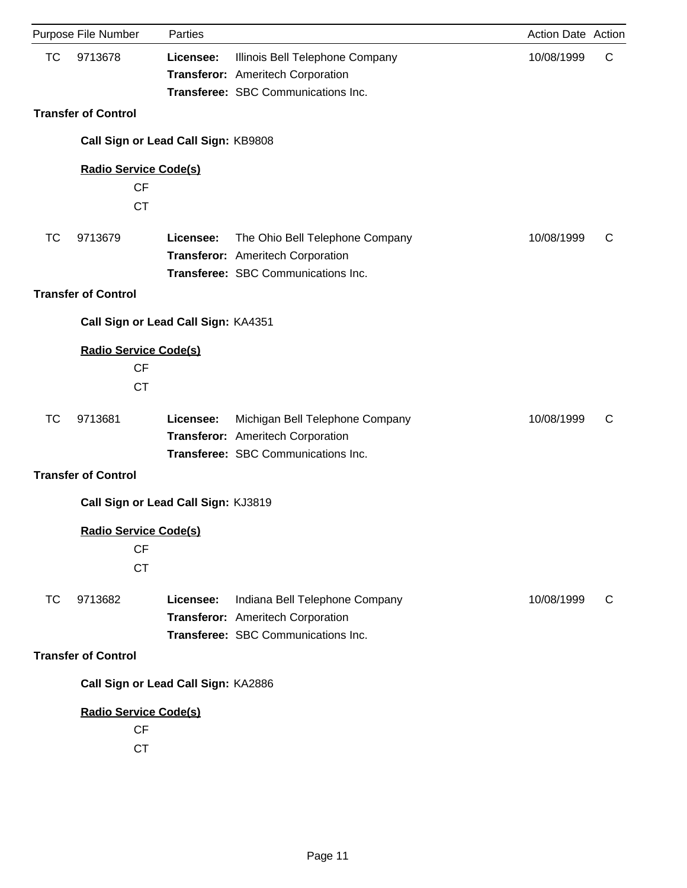| Purpose | File Number | Parties | | Action Date | Action |
|---|---|---|---|---|---|
| TC | 9713678 | **Licensee:** | Illinois Bell Telephone Company | 10/08/1999 | C |
| | | **Transferor:** | Ameritech Corporation | | |
| | | **Transferee:** | SBC Communications Inc. | | |

**Transfer of Control**

**Call Sign or Lead Call Sign:** KB9808

**Radio Service Code(s)**

CF

CT

| Purpose | File Number | Parties | | Action Date | Action |
|---|---|---|---|---|---|
| TC | 9713679 | **Licensee:** | The Ohio Bell Telephone Company | 10/08/1999 | C |
| | | **Transferor:** | Ameritech Corporation | | |
| | | **Transferee:** | SBC Communications Inc. | | |

**Transfer of Control**

**Call Sign or Lead Call Sign:** KA4351

**Radio Service Code(s)**

CF

CT

| Purpose | File Number | Parties | | Action Date | Action |
|---|---|---|---|---|---|
| TC | 9713681 | **Licensee:** | Michigan Bell Telephone Company | 10/08/1999 | C |
| | | **Transferor:** | Ameritech Corporation | | |
| | | **Transferee:** | SBC Communications Inc. | | |

**Transfer of Control**

**Call Sign or Lead Call Sign:** KJ3819

**Radio Service Code(s)**

CF

CT

| Purpose | File Number | Parties | | Action Date | Action |
|---|---|---|---|---|---|
| TC | 9713682 | **Licensee:** | Indiana Bell Telephone Company | 10/08/1999 | C |
| | | **Transferor:** | Ameritech Corporation | | |
| | | **Transferee:** | SBC Communications Inc. | | |

**Transfer of Control**

**Call Sign or Lead Call Sign:** KA2886

**Radio Service Code(s)**

CF

CT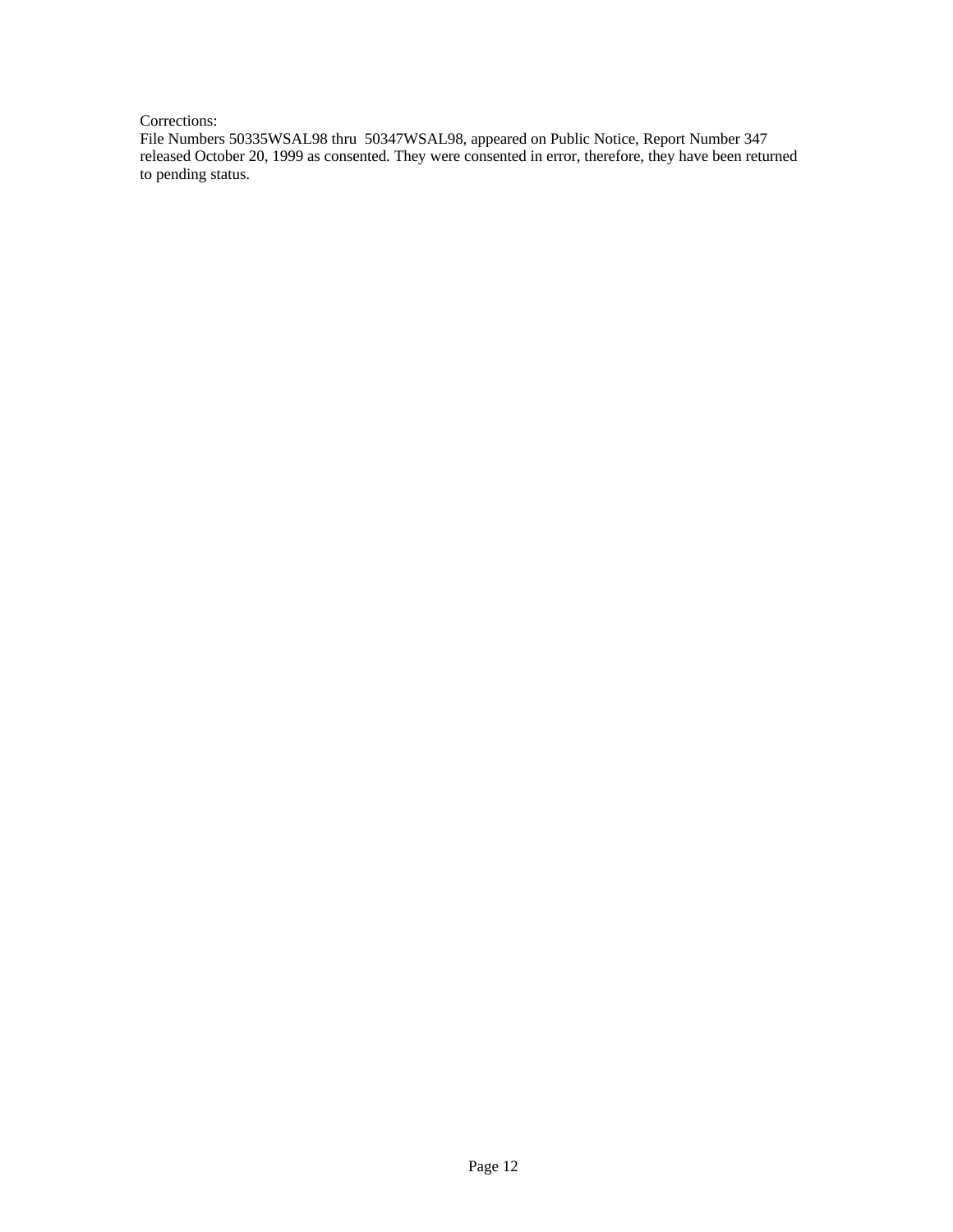Corrections:

File Numbers 50335WSAL98 thru 50347WSAL98, appeared on Public Notice, Report Number 347 released October 20, 1999 as consented. They were consented in error, therefore, they have been returned to pending status.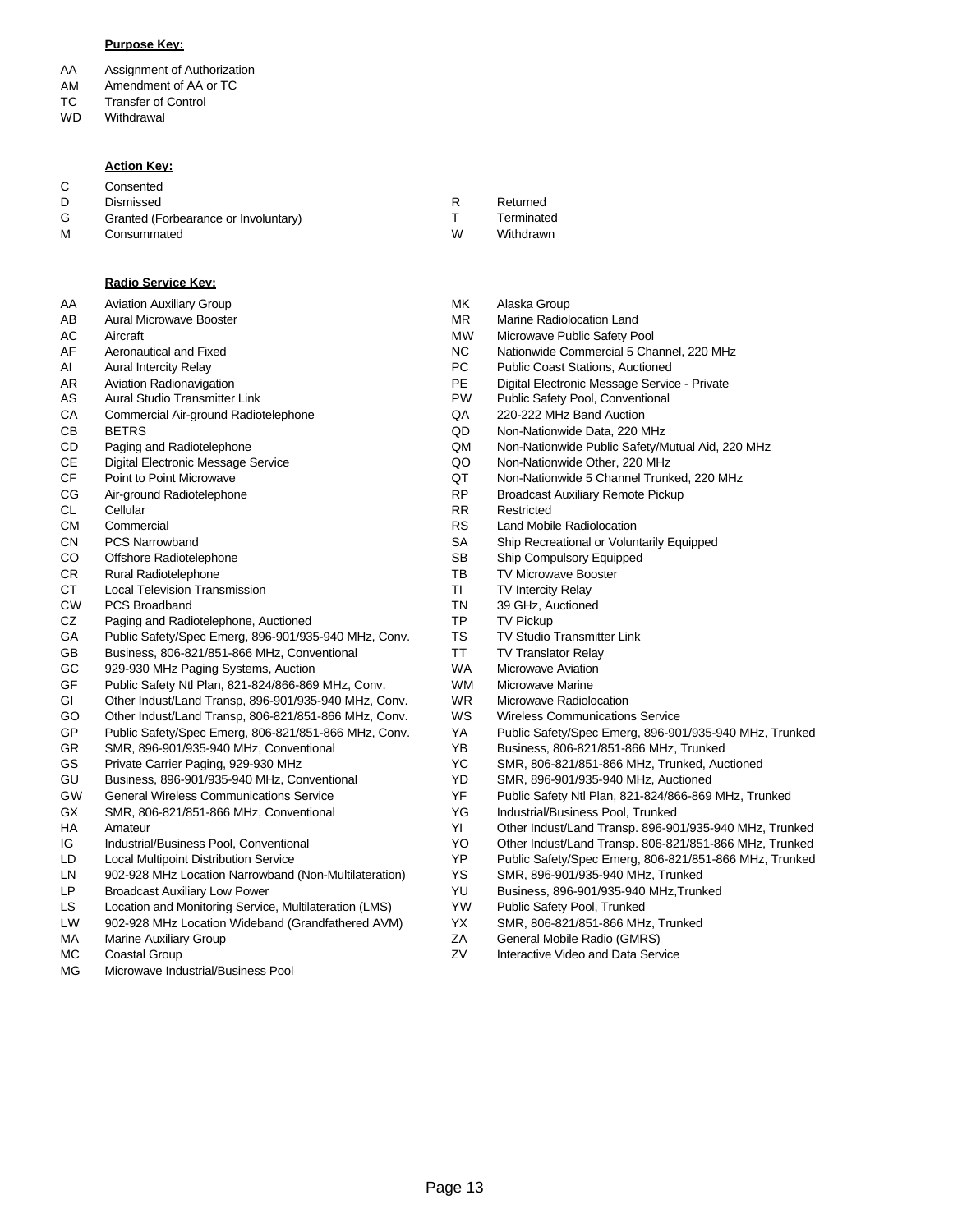**Purpose Key:**

| Code | Description |
| --- | --- |
| AA | Assignment of Authorization |
| AM | Amendment of AA or TC |
| TC | Transfer of Control |
| WD | Withdrawal |

**Action Key:**

| Code | Description |
| --- | --- |
| C | Consented |
| D | Dismissed |
| G | Granted (Forbearance or Involuntary) |
| M | Consummated |
| R | Returned |
| T | Terminated |
| W | Withdrawn |

**Radio Service Key:**

| Code | Description |
| --- | --- |
| AA | Aviation Auxiliary Group |
| AB | Aural Microwave Booster |
| AC | Aircraft |
| AF | Aeronautical and Fixed |
| AI | Aural Intercity Relay |
| AR | Aviation Radionavigation |
| AS | Aural Studio Transmitter Link |
| CA | Commercial Air-ground Radiotelephone |
| CB | BETRS |
| CD | Paging and Radiotelephone |
| CE | Digital Electronic Message Service |
| CF | Point to Point Microwave |
| CG | Air-ground Radiotelephone |
| CL | Cellular |
| CM | Commercial |
| CN | PCS Narrowband |
| CO | Offshore Radiotelephone |
| CR | Rural Radiotelephone |
| CT | Local Television Transmission |
| CW | PCS Broadband |
| CZ | Paging and Radiotelephone, Auctioned |
| GA | Public Safety/Spec Emerg, 896-901/935-940 MHz, Conv. |
| GB | Business, 806-821/851-866 MHz, Conventional |
| GC | 929-930 MHz Paging Systems, Auction |
| GF | Public Safety Ntl Plan, 821-824/866-869 MHz, Conv. |
| GI | Other Indust/Land Transp, 896-901/935-940 MHz, Conv. |
| GO | Other Indust/Land Transp, 806-821/851-866 MHz, Conv. |
| GP | Public Safety/Spec Emerg, 806-821/851-866 MHz, Conv. |
| GR | SMR, 896-901/935-940 MHz, Conventional |
| GS | Private Carrier Paging, 929-930 MHz |
| GU | Business, 896-901/935-940 MHz, Conventional |
| GW | General Wireless Communications Service |
| GX | SMR, 806-821/851-866 MHz, Conventional |
| HA | Amateur |
| IG | Industrial/Business Pool, Conventional |
| LD | Local Multipoint Distribution Service |
| LN | 902-928 MHz Location Narrowband (Non-Multilateration) |
| LP | Broadcast Auxiliary Low Power |
| LS | Location and Monitoring Service, Multilateration (LMS) |
| LW | 902-928 MHz Location Wideband (Grandfathered AVM) |
| MA | Marine Auxiliary Group |
| MC | Coastal Group |
| MG | Microwave Industrial/Business Pool |
| MK | Alaska Group |
| MR | Marine Radiolocation Land |
| MW | Microwave Public Safety Pool |
| NC | Nationwide Commercial 5 Channel, 220 MHz |
| PC | Public Coast Stations, Auctioned |
| PE | Digital Electronic Message Service - Private |
| PW | Public Safety Pool, Conventional |
| QA | 220-222 MHz Band Auction |
| QD | Non-Nationwide Data, 220 MHz |
| QM | Non-Nationwide Public Safety/Mutual Aid, 220 MHz |
| QO | Non-Nationwide Other, 220 MHz |
| QT | Non-Nationwide 5 Channel Trunked, 220 MHz |
| RP | Broadcast Auxiliary Remote Pickup |
| RR | Restricted |
| RS | Land Mobile Radiolocation |
| SA | Ship Recreational or Voluntarily Equipped |
| SB | Ship Compulsory Equipped |
| TB | TV Microwave Booster |
| TI | TV Intercity Relay |
| TN | 39 GHz, Auctioned |
| TP | TV Pickup |
| TS | TV Studio Transmitter Link |
| TT | TV Translator Relay |
| WA | Microwave Aviation |
| WM | Microwave Marine |
| WR | Microwave Radiolocation |
| WS | Wireless Communications Service |
| YA | Public Safety/Spec Emerg, 896-901/935-940 MHz, Trunked |
| YB | Business, 806-821/851-866 MHz, Trunked |
| YC | SMR, 806-821/851-866 MHz, Trunked, Auctioned |
| YD | SMR, 896-901/935-940 MHz, Auctioned |
| YF | Public Safety Ntl Plan, 821-824/866-869 MHz, Trunked |
| YG | Industrial/Business Pool, Trunked |
| YI | Other Indust/Land Transp. 896-901/935-940 MHz, Trunked |
| YO | Other Indust/Land Transp. 806-821/851-866 MHz, Trunked |
| YP | Public Safety/Spec Emerg, 806-821/851-866 MHz, Trunked |
| YS | SMR, 896-901/935-940 MHz, Trunked |
| YU | Business, 896-901/935-940 MHz,Trunked |
| YW | Public Safety Pool, Trunked |
| YX | SMR, 806-821/851-866 MHz, Trunked |
| ZA | General Mobile Radio (GMRS) |
| ZV | Interactive Video and Data Service |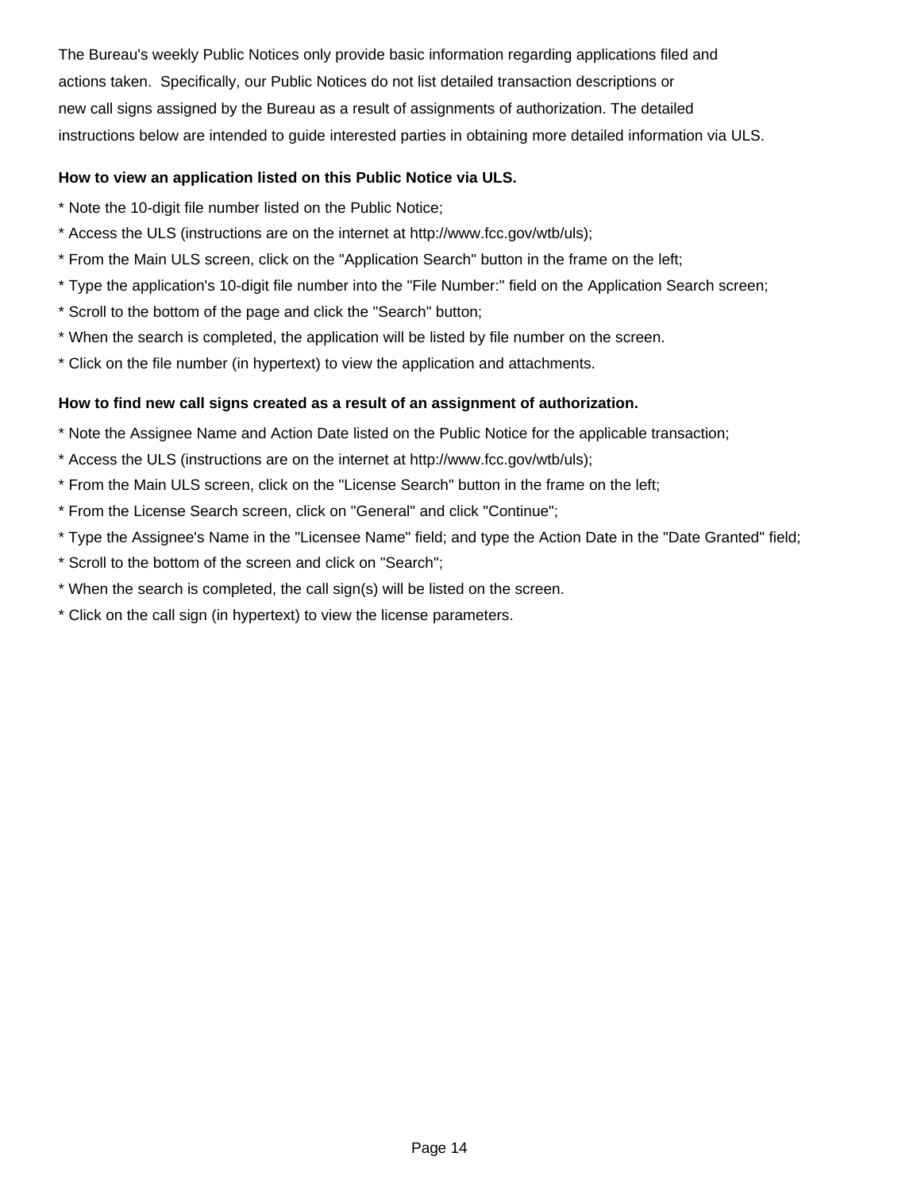The Bureau's weekly Public Notices only provide basic information regarding applications filed and actions taken. Specifically, our Public Notices do not list detailed transaction descriptions or new call signs assigned by the Bureau as a result of assignments of authorization. The detailed instructions below are intended to guide interested parties in obtaining more detailed information via ULS.

**How to view an application listed on this Public Notice via ULS.**

* Note the 10-digit file number listed on the Public Notice;
* Access the ULS (instructions are on the internet at http://www.fcc.gov/wtb/uls);
* From the Main ULS screen, click on the "Application Search" button in the frame on the left;
* Type the application's 10-digit file number into the "File Number:" field on the Application Search screen;
* Scroll to the bottom of the page and click the "Search" button;
* When the search is completed, the application will be listed by file number on the screen.
* Click on the file number (in hypertext) to view the application and attachments.

**How to find new call signs created as a result of an assignment of authorization.**

* Note the Assignee Name and Action Date listed on the Public Notice for the applicable transaction;
* Access the ULS (instructions are on the internet at http://www.fcc.gov/wtb/uls);
* From the Main ULS screen, click on the "License Search" button in the frame on the left;
* From the License Search screen, click on "General" and click "Continue";
* Type the Assignee's Name in the "Licensee Name" field; and type the Action Date in the "Date Granted" field;
* Scroll to the bottom of the screen and click on "Search";
* When the search is completed, the call sign(s) will be listed on the screen.
* Click on the call sign (in hypertext) to view the license parameters.